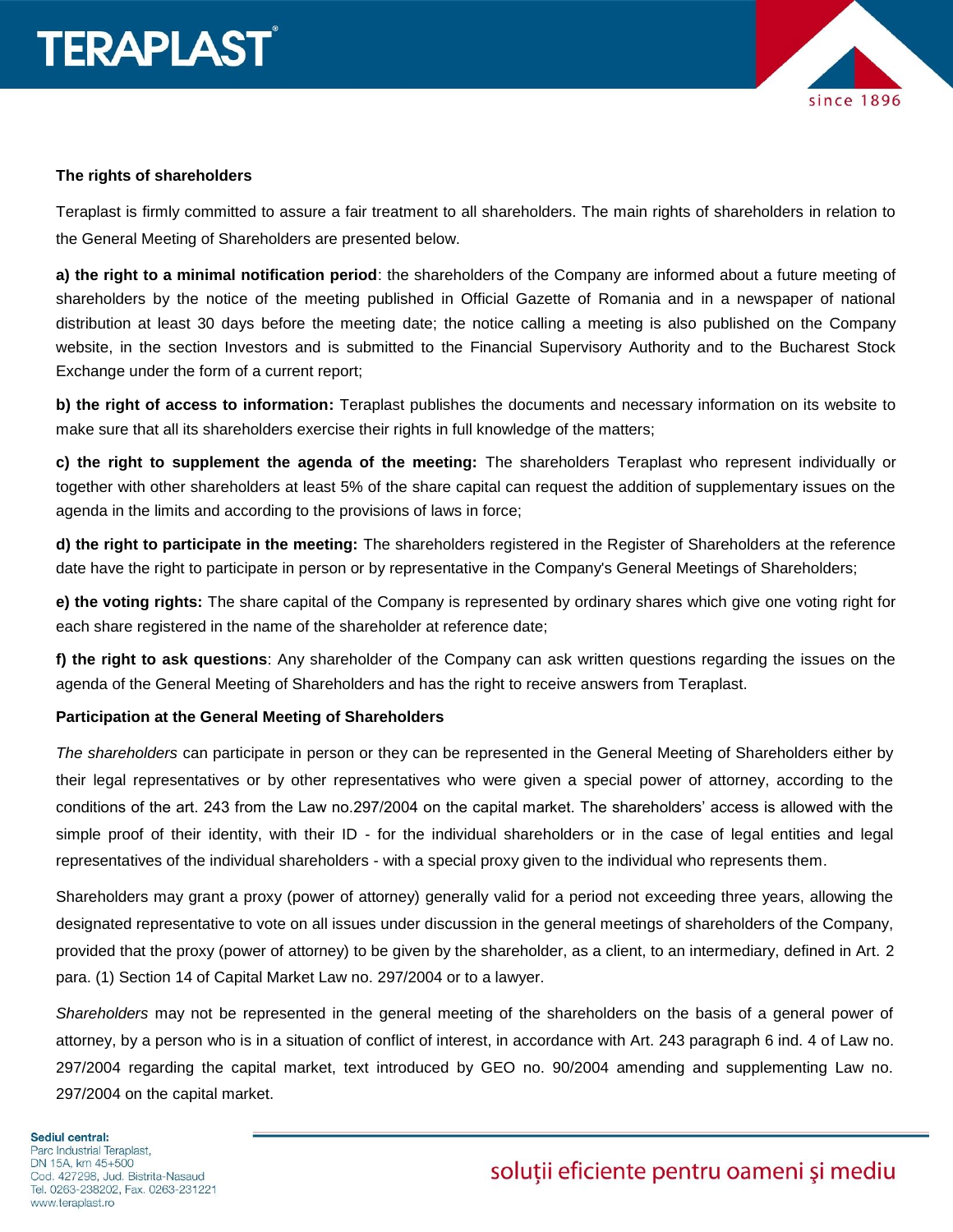**The rights of shareholders**

Teraplast is firmly committed to assure a fair treatment to all shareholders. The main rights of shareholders in relation to the General Meeting of Shareholders are presented below.

**a) the right to a minimal notification period**: the shareholders of the Company are informed about a future meeting of shareholders by the notice of the meeting published in Official Gazette of Romania and in a newspaper of national distribution at least 30 days before the meeting date; the notice calling a meeting is also published on the Company website, in the section Investors and is submitted to the Financial Supervisory Authority and to the Bucharest Stock Exchange under the form of a current report;

**b) the right of access to information:** Teraplast publishes the documents and necessary information on its website to make sure that all its shareholders exercise their rights in full knowledge of the matters;

**c) the right to supplement the agenda of the meeting:** The shareholders Teraplast who represent individually or together with other shareholders at least 5% of the share capital can request the addition of supplementary issues on the agenda in the limits and according to the provisions of laws in force;

**d) the right to participate in the meeting:** The shareholders registered in the Register of Shareholders at the reference date have the right to participate in person or by representative in the Company's General Meetings of Shareholders;

**e) the voting rights:** The share capital of the Company is represented by ordinary shares which give one voting right for each share registered in the name of the shareholder at reference date;

**f) the right to ask questions**: Any shareholder of the Company can ask written questions regarding the issues on the agenda of the General Meeting of Shareholders and has the right to receive answers from Teraplast.

**Participation at the General Meeting of Shareholders**

*The shareholders* can participate in person or they can be represented in the General Meeting of Shareholders either by their legal representatives or by other representatives who were given a special power of attorney, according to the conditions of the art. 243 from the Law no.297/2004 on the capital market. The shareholders' access is allowed with the simple proof of their identity, with their ID - for the individual shareholders or in the case of legal entities and legal representatives of the individual shareholders - with a special proxy given to the individual who represents them.

Shareholders may grant a proxy (power of attorney) generally valid for a period not exceeding three years, allowing the designated representative to vote on all issues under discussion in the general meetings of shareholders of the Company, provided that the proxy (power of attorney) to be given by the shareholder, as a client, to an intermediary, defined in Art. 2 para. (1) Section 14 of Capital Market Law no. 297/2004 or to a lawyer.

*Shareholders* may not be represented in the general meeting of the shareholders on the basis of a general power of attorney, by a person who is in a situation of conflict of interest, in accordance with Art. 243 paragraph 6 ind. 4 of Law no. 297/2004 regarding the capital market, text introduced by GEO no. 90/2004 amending and supplementing Law no. 297/2004 on the capital market.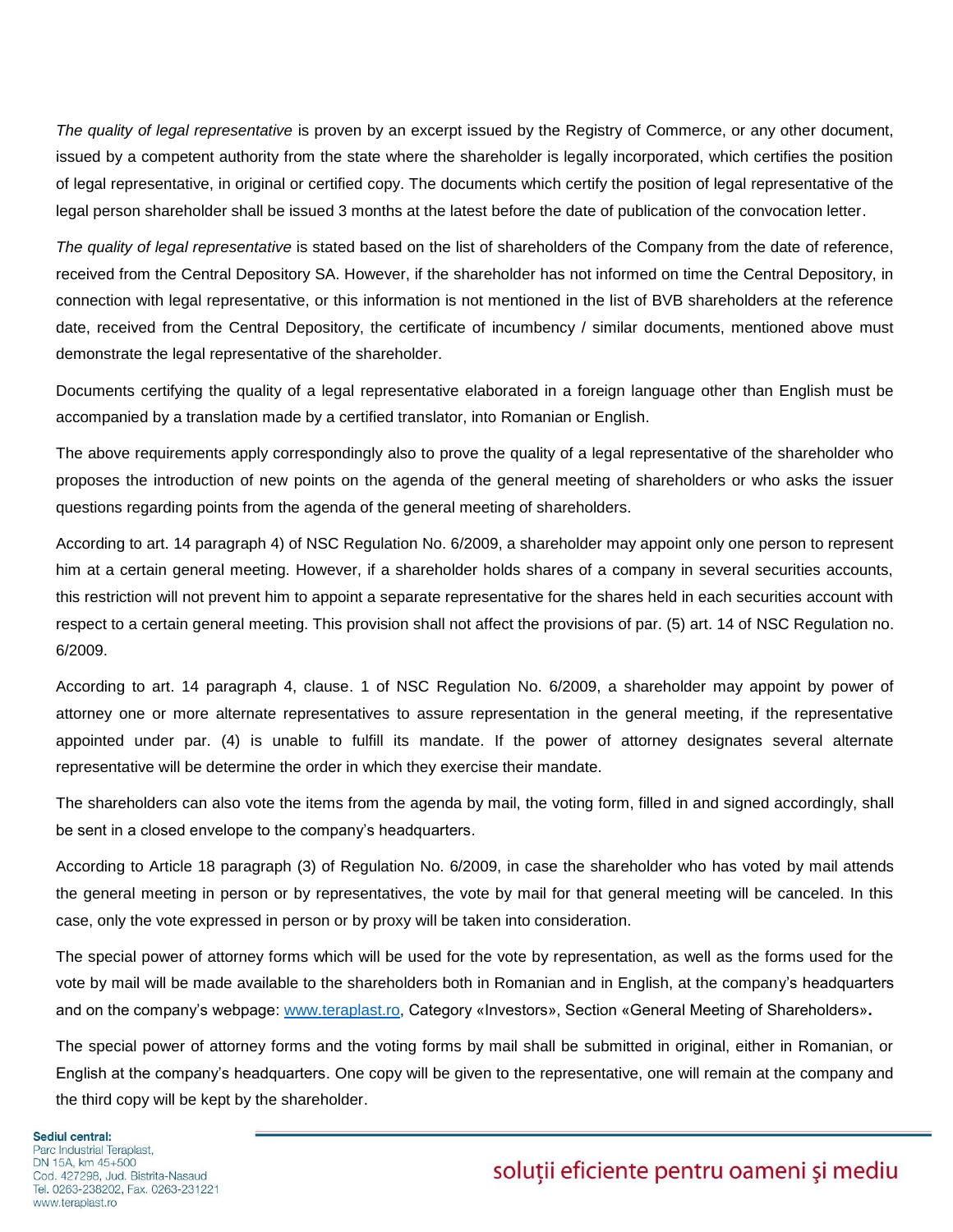*The quality of legal representative* is proven by an excerpt issued by the Registry of Commerce, or any other document, issued by a competent authority from the state where the shareholder is legally incorporated, which certifies the position of legal representative, in original or certified copy. The documents which certify the position of legal representative of the legal person shareholder shall be issued 3 months at the latest before the date of publication of the convocation letter.

*The quality of legal representative* is stated based on the list of shareholders of the Company from the date of reference, received from the Central Depository SA. However, if the shareholder has not informed on time the Central Depository, in connection with legal representative, or this information is not mentioned in the list of BVB shareholders at the reference date, received from the Central Depository, the certificate of incumbency / similar documents, mentioned above must demonstrate the legal representative of the shareholder.

Documents certifying the quality of a legal representative elaborated in a foreign language other than English must be accompanied by a translation made by a certified translator, into Romanian or English.

The above requirements apply correspondingly also to prove the quality of a legal representative of the shareholder who proposes the introduction of new points on the agenda of the general meeting of shareholders or who asks the issuer questions regarding points from the agenda of the general meeting of shareholders.

According to art. 14 paragraph 4) of NSC Regulation No. 6/2009, a shareholder may appoint only one person to represent him at a certain general meeting. However, if a shareholder holds shares of a company in several securities accounts, this restriction will not prevent him to appoint a separate representative for the shares held in each securities account with respect to a certain general meeting. This provision shall not affect the provisions of par. (5) art. 14 of NSC Regulation no. 6/2009.

According to art. 14 paragraph 4, clause. 1 of NSC Regulation No. 6/2009, a shareholder may appoint by power of attorney one or more alternate representatives to assure representation in the general meeting, if the representative appointed under par. (4) is unable to fulfill its mandate. If the power of attorney designates several alternate representative will be determine the order in which they exercise their mandate.

The shareholders can also vote the items from the agenda by mail, the voting form, filled in and signed accordingly, shall be sent in a closed envelope to the company's headquarters.

According to Article 18 paragraph (3) of Regulation No. 6/2009, in case the shareholder who has voted by mail attends the general meeting in person or by representatives, the vote by mail for that general meeting will be canceled. In this case, only the vote expressed in person or by proxy will be taken into consideration.

The special power of attorney forms which will be used for the vote by representation, as well as the forms used for the vote by mail will be made available to the shareholders both in Romanian and in English, at the company's headquarters and on the company's webpage: www.teraplast.ro, Category «Investors», Section «General Meeting of Shareholders»**.**

The special power of attorney forms and the voting forms by mail shall be submitted in original, either in Romanian, or English at the company's headquarters. One copy will be given to the representative, one will remain at the company and the third copy will be kept by the shareholder.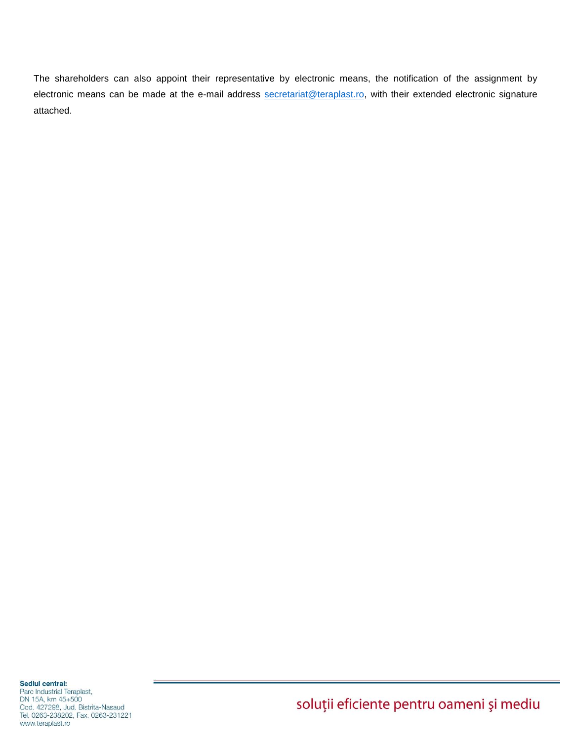The shareholders can also appoint their representative by electronic means, the notification of the assignment by electronic means can be made at the e-mail address secretariat@teraplast.ro, with their extended electronic signature attached.